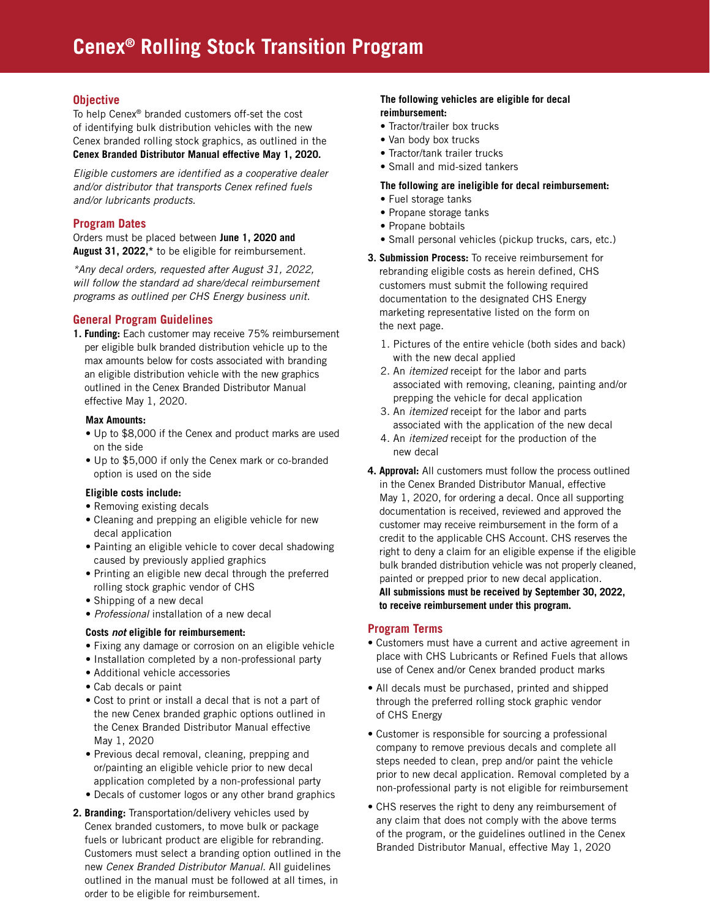# Cenex® Rolling Stock Transition Program

## Objective

To help Cenex® branded customers off-set the cost of identifying bulk distribution vehicles with the new Cenex branded rolling stock graphics, as outlined in the **Cenex Branded Distributor Manual effective May 1, 2020.**

*Eligible customers are identified as a cooperative dealer and/or distributor that transports Cenex refined fuels and/or lubricants products.*

## Program Dates

Orders must be placed between **June 1, 2020 and August 31, 2022,*** to be eligible for reimbursement.

**Any decal orders, requested after August 31, 2022, will follow the standard ad share/decal reimbursement programs as outlined per CHS Energy business unit.*

## General Program Guidelines

1. **Funding:** Each customer may receive 75% reimbursement per eligible bulk branded distribution vehicle up to the max amounts below for costs associated with branding an eligible distribution vehicle with the new graphics outlined in the Cenex Branded Distributor Manual effective May 1, 2020.

   **Max Amounts:**
   - Up to $8,000 if the Cenex and product marks are used on the side
   - Up to $5,000 if only the Cenex mark or co-branded option is used on the side

   **Eligible costs include:**
   - Removing existing decals
   - Cleaning and prepping an eligible vehicle for new decal application
   - Painting an eligible vehicle to cover decal shadowing caused by previously applied graphics
   - Printing an eligible new decal through the preferred rolling stock graphic vendor of CHS
   - Shipping of a new decal
   - *Professional* installation of a new decal

   **Costs *not* eligible for reimbursement:**
   - Fixing any damage or corrosion on an eligible vehicle
   - Installation completed by a non-professional party
   - Additional vehicle accessories
   - Cab decals or paint
   - Cost to print or install a decal that is not a part of the new Cenex branded graphic options outlined in the Cenex Branded Distributor Manual effective May 1, 2020
   - Previous decal removal, cleaning, prepping and or/painting an eligible vehicle prior to new decal application completed by a non-professional party
   - Decals of customer logos or any other brand graphics

2. **Branding:** Transportation/delivery vehicles used by Cenex branded customers, to move bulk or package fuels or lubricant product are eligible for rebranding. Customers must select a branding option outlined in the new *Cenex Branded Distributor Manual*. All guidelines outlined in the manual must be followed at all times, in order to be eligible for reimbursement.

   **The following vehicles are eligible for decal reimbursement:**
   - Tractor/trailer box trucks
   - Van body box trucks
   - Tractor/tank trailer trucks
   - Small and mid-sized tankers

   **The following are ineligible for decal reimbursement:**
   - Fuel storage tanks
   - Propane storage tanks
   - Propane bobtails
   - Small personal vehicles (pickup trucks, cars, etc.)

3. **Submission Process:** To receive reimbursement for rebranding eligible costs as herein defined, CHS customers must submit the following required documentation to the designated CHS Energy marketing representative listed on the form on the next page.
   1. Pictures of the entire vehicle (both sides and back) with the new decal applied
   2. An *itemized* receipt for the labor and parts associated with removing, cleaning, painting and/or prepping the vehicle for decal application
   3. An *itemized* receipt for the labor and parts associated with the application of the new decal
   4. An *itemized* receipt for the production of the new decal

4. **Approval:** All customers must follow the process outlined in the Cenex Branded Distributor Manual, effective May 1, 2020, for ordering a decal. Once all supporting documentation is received, reviewed and approved the customer may receive reimbursement in the form of a credit to the applicable CHS Account. CHS reserves the right to deny a claim for an eligible expense if the eligible bulk branded distribution vehicle was not properly cleaned, painted or prepped prior to new decal application. **All submissions must be received by September 30, 2022, to receive reimbursement under this program.**

## Program Terms

- Customers must have a current and active agreement in place with CHS Lubricants or Refined Fuels that allows use of Cenex and/or Cenex branded product marks
- All decals must be purchased, printed and shipped through the preferred rolling stock graphic vendor of CHS Energy
- Customer is responsible for sourcing a professional company to remove previous decals and complete all steps needed to clean, prep and/or paint the vehicle prior to new decal application. Removal completed by a non-professional party is not eligible for reimbursement
- CHS reserves the right to deny any reimbursement of any claim that does not comply with the above terms of the program, or the guidelines outlined in the Cenex Branded Distributor Manual, effective May 1, 2020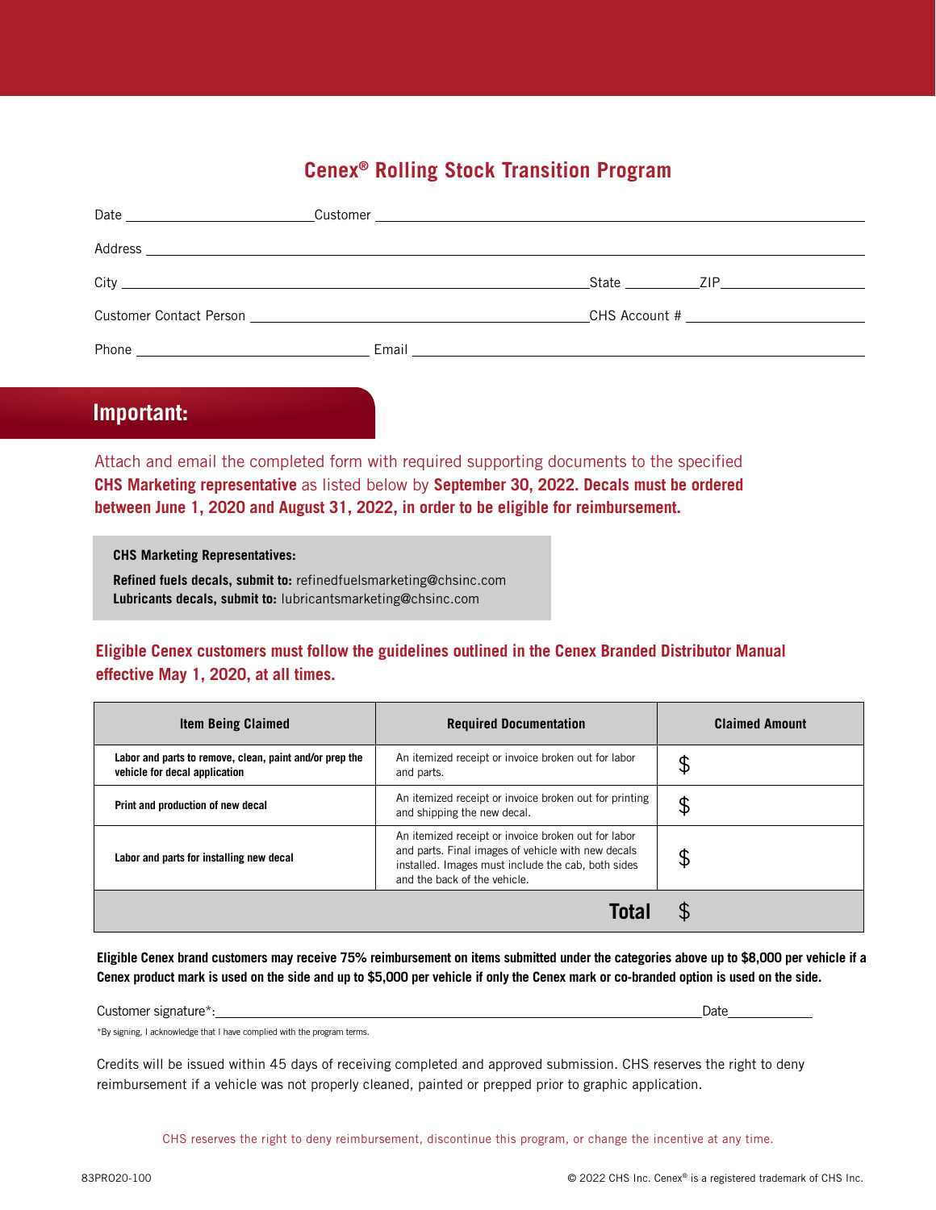# Cenex® Rolling Stock Transition Program

Date ______________________ Customer ______________________________________________

Address ______________________________________________________________________

City ______________________________________________ State __________ ZIP ______________

Customer Contact Person ______________________________ CHS Account # ____________________

Phone ____________________________ Email ____________________________________________

## Important:

Attach and email the completed form with required supporting documents to the specified **CHS Marketing representative** as listed below by **September 30, 2022. Decals must be ordered between June 1, 2020 and August 31, 2022, in order to be eligible for reimbursement.**

**CHS Marketing Representatives:**

**Refined fuels decals, submit to:** refinedfuelsmarketing@chsinc.com
**Lubricants decals, submit to:** lubricantsmarketing@chsinc.com

**Eligible Cenex customers must follow the guidelines outlined in the Cenex Branded Distributor Manual effective May 1, 2020, at all times.**

| Item Being Claimed | Required Documentation | Claimed Amount |
|---|---|---|
| **Labor and parts to remove, clean, paint and/or prep the vehicle for decal application** | An itemized receipt or invoice broken out for labor and parts. | $ |
| **Print and production of new decal** | An itemized receipt or invoice broken out for printing and shipping the new decal. | $ |
| **Labor and parts for installing new decal** | An itemized receipt or invoice broken out for labor and parts. Final images of vehicle with new decals installed. Images must include the cab, both sides and the back of the vehicle. | $ |
| | **Total** | $ |

**Eligible Cenex brand customers may receive 75% reimbursement on items submitted under the categories above up to $8,000 per vehicle if a Cenex product mark is used on the side and up to $5,000 per vehicle if only the Cenex mark or co-branded option is used on the side.**

Customer signature*: ______________________________________________ Date ____________

*By signing, I acknowledge that I have complied with the program terms.

Credits will be issued within 45 days of receiving completed and approved submission. CHS reserves the right to deny reimbursement if a vehicle was not properly cleaned, painted or prepped prior to graphic application.

CHS reserves the right to deny reimbursement, discontinue this program, or change the incentive at any time.

83PR020-100

© 2022 CHS Inc. Cenex® is a registered trademark of CHS Inc.